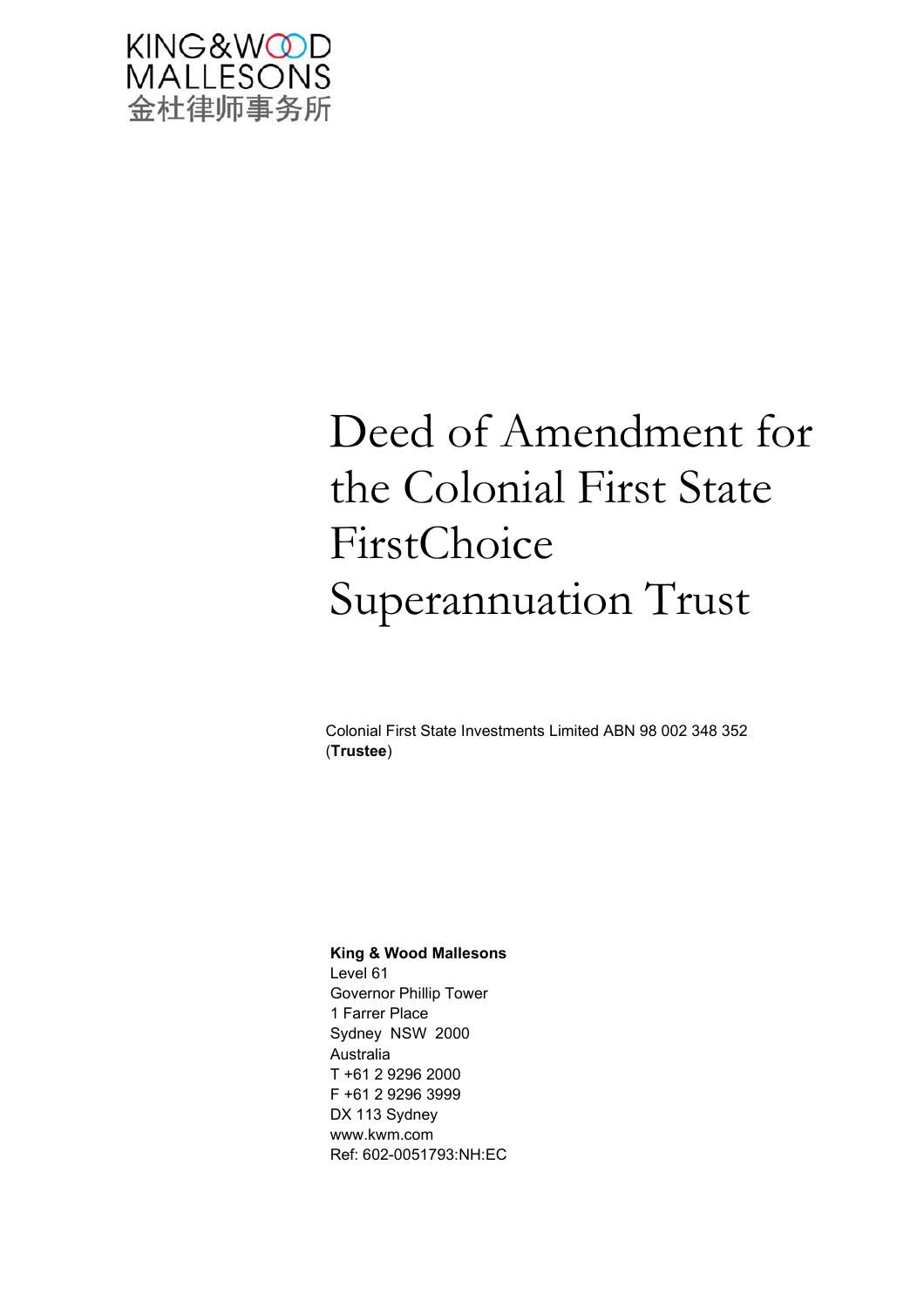KING&WOOD
MALLESONS
金杜律师事务所

# Deed of Amendment for the Colonial First State FirstChoice Superannuation Trust

Colonial First State Investments Limited ABN 98 002 348 352
(**Trustee**)

**King & Wood Mallesons**
Level 61
Governor Phillip Tower
1 Farrer Place
Sydney NSW 2000
Australia
T +61 2 9296 2000
F +61 2 9296 3999
DX 113 Sydney
www.kwm.com
Ref: 602-0051793:NH:EC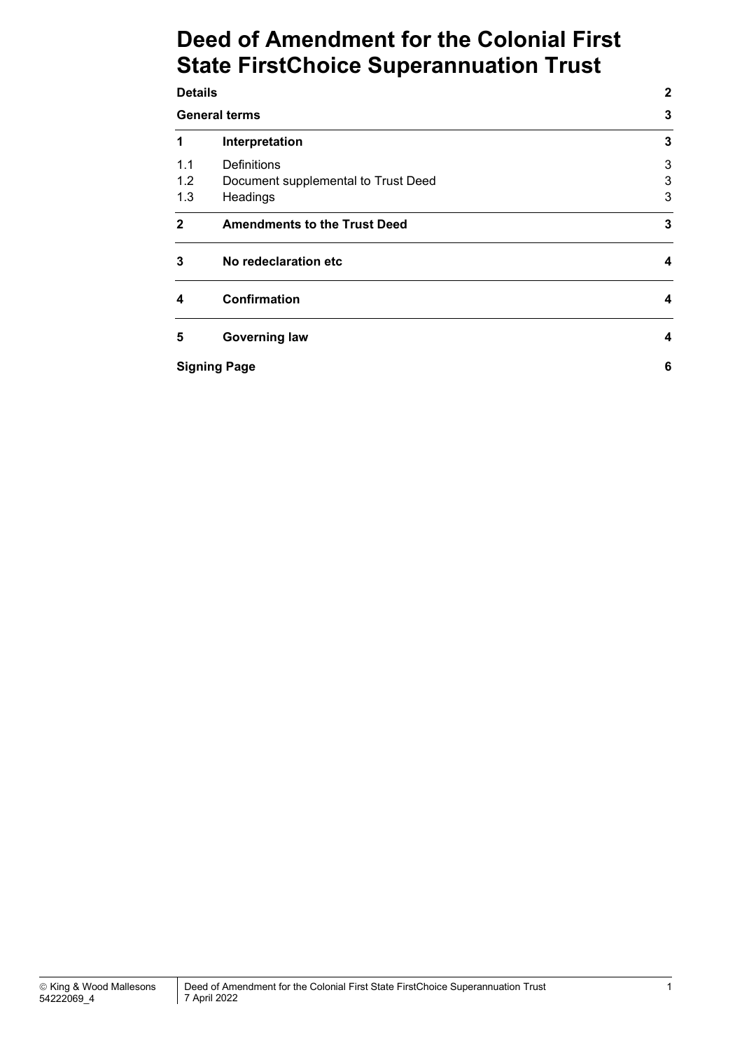# Deed of Amendment for the Colonial First State FirstChoice Superannuation Trust

| | | |
|---|---|---|
| **Details** | | **2** |
| **General terms** | | **3** |
| **1** | **Interpretation** | **3** |
| 1.1 | Definitions | 3 |
| 1.2 | Document supplemental to Trust Deed | 3 |
| 1.3 | Headings | 3 |
| **2** | **Amendments to the Trust Deed** | **3** |
| **3** | **No redeclaration etc** | **4** |
| **4** | **Confirmation** | **4** |
| **5** | **Governing law** | **4** |
| **Signing Page** | | **6** |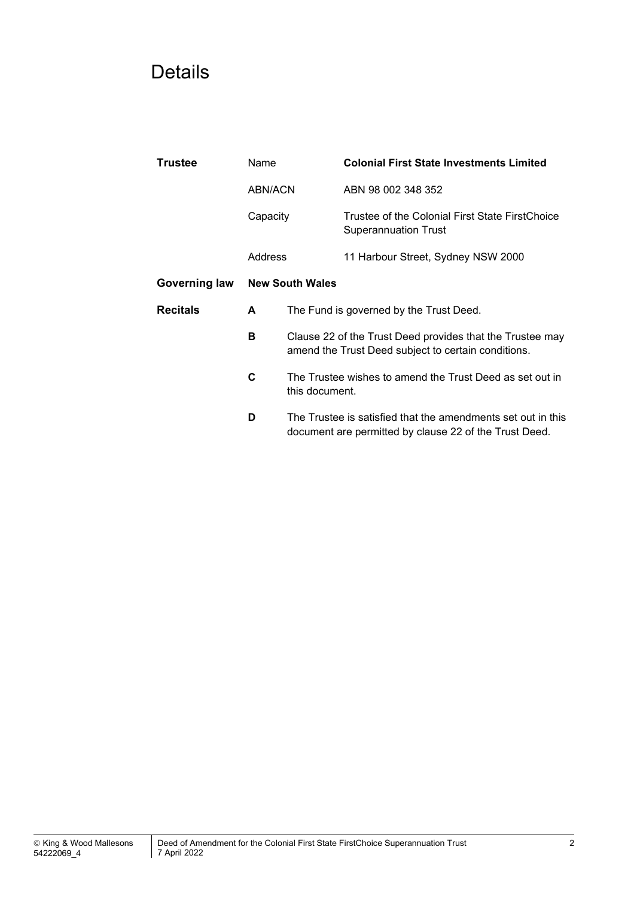# Details

| | | |
|---|---|---|
| **Trustee** | Name | **Colonial First State Investments Limited** |
| | ABN/ACN | ABN 98 002 348 352 |
| | Capacity | Trustee of the Colonial First State FirstChoice Superannuation Trust |
| | Address | 11 Harbour Street, Sydney NSW 2000 |
| **Governing law** | **New South Wales** | |
| **Recitals** | **A** | The Fund is governed by the Trust Deed. |
| | **B** | Clause 22 of the Trust Deed provides that the Trustee may amend the Trust Deed subject to certain conditions. |
| | **C** | The Trustee wishes to amend the Trust Deed as set out in this document. |
| | **D** | The Trustee is satisfied that the amendments set out in this document are permitted by clause 22 of the Trust Deed. |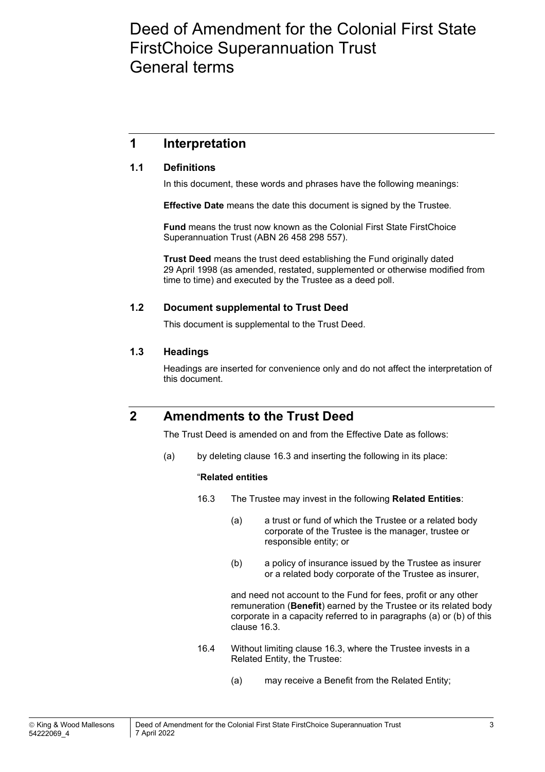# Deed of Amendment for the Colonial First State FirstChoice Superannuation Trust General terms

## 1 Interpretation

### 1.1 Definitions

In this document, these words and phrases have the following meanings:

**Effective Date** means the date this document is signed by the Trustee.

**Fund** means the trust now known as the Colonial First State FirstChoice Superannuation Trust (ABN 26 458 298 557).

**Trust Deed** means the trust deed establishing the Fund originally dated 29 April 1998 (as amended, restated, supplemented or otherwise modified from time to time) and executed by the Trustee as a deed poll.

### 1.2 Document supplemental to Trust Deed

This document is supplemental to the Trust Deed.

### 1.3 Headings

Headings are inserted for convenience only and do not affect the interpretation of this document.

## 2 Amendments to the Trust Deed

The Trust Deed is amended on and from the Effective Date as follows:

(a) by deleting clause 16.3 and inserting the following in its place:

"**Related entities**

16.3 The Trustee may invest in the following **Related Entities**:

(a) a trust or fund of which the Trustee or a related body corporate of the Trustee is the manager, trustee or responsible entity; or

(b) a policy of insurance issued by the Trustee as insurer or a related body corporate of the Trustee as insurer,

and need not account to the Fund for fees, profit or any other remuneration (**Benefit**) earned by the Trustee or its related body corporate in a capacity referred to in paragraphs (a) or (b) of this clause 16.3.

16.4 Without limiting clause 16.3, where the Trustee invests in a Related Entity, the Trustee:

(a) may receive a Benefit from the Related Entity;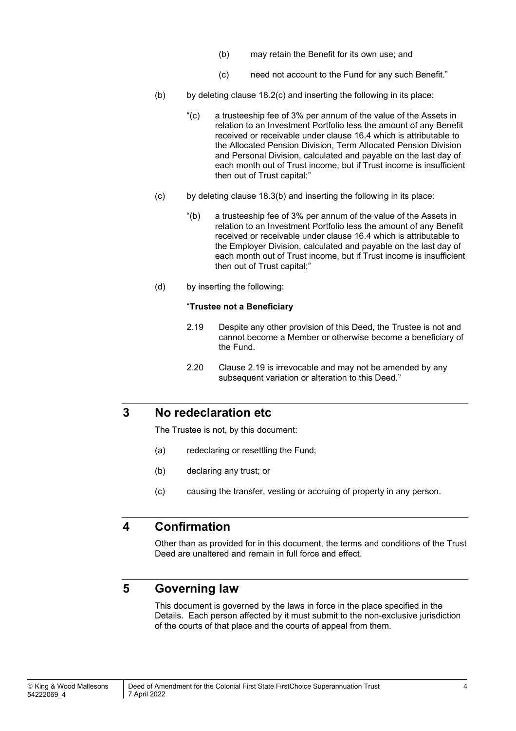(b) may retain the Benefit for its own use; and

(c) need not account to the Fund for any such Benefit."

(b) by deleting clause 18.2(c) and inserting the following in its place:

"(c) a trusteeship fee of 3% per annum of the value of the Assets in relation to an Investment Portfolio less the amount of any Benefit received or receivable under clause 16.4 which is attributable to the Allocated Pension Division, Term Allocated Pension Division and Personal Division, calculated and payable on the last day of each month out of Trust income, but if Trust income is insufficient then out of Trust capital;"

(c) by deleting clause 18.3(b) and inserting the following in its place:

"(b) a trusteeship fee of 3% per annum of the value of the Assets in relation to an Investment Portfolio less the amount of any Benefit received or receivable under clause 16.4 which is attributable to the Employer Division, calculated and payable on the last day of each month out of Trust income, but if Trust income is insufficient then out of Trust capital;"

(d) by inserting the following:

"**Trustee not a Beneficiary**

2.19 Despite any other provision of this Deed, the Trustee is not and cannot become a Member or otherwise become a beneficiary of the Fund.

2.20 Clause 2.19 is irrevocable and may not be amended by any subsequent variation or alteration to this Deed."

## 3 No redeclaration etc

The Trustee is not, by this document:

(a) redeclaring or resettling the Fund;

(b) declaring any trust; or

(c) causing the transfer, vesting or accruing of property in any person.

## 4 Confirmation

Other than as provided for in this document, the terms and conditions of the Trust Deed are unaltered and remain in full force and effect.

## 5 Governing law

This document is governed by the laws in force in the place specified in the Details. Each person affected by it must submit to the non-exclusive jurisdiction of the courts of that place and the courts of appeal from them.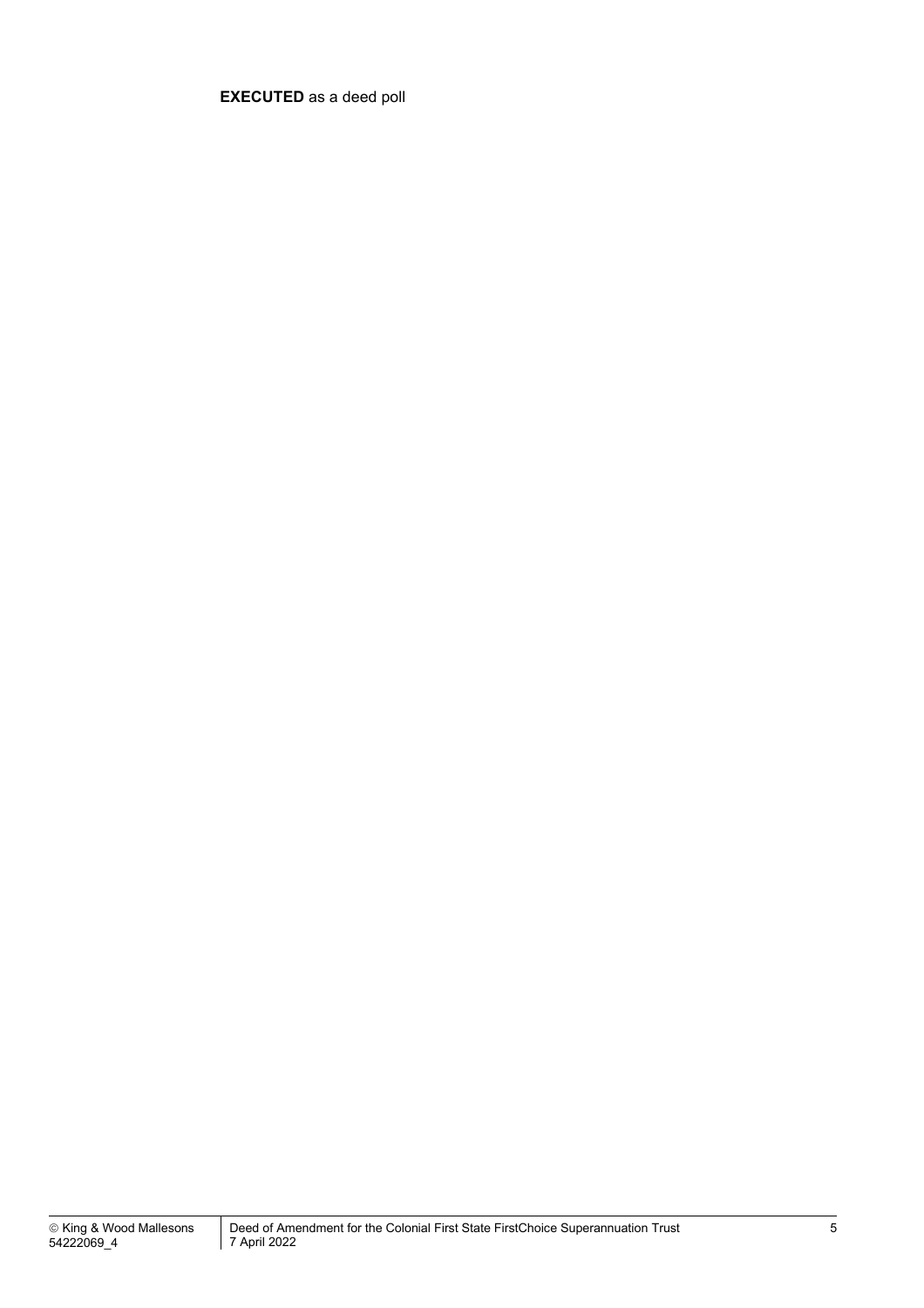**EXECUTED** as a deed poll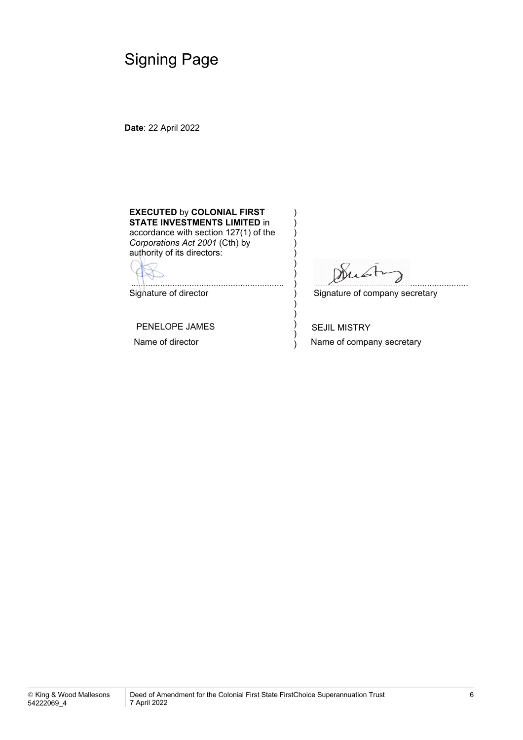# Signing Page

**Date**: 22 April 2022

**EXECUTED** by **COLONIAL FIRST STATE INVESTMENTS LIMITED** in accordance with section 127(1) of the *Corporations Act 2001* (Cth) by authority of its directors:

| | |
|---|---|
| ............................................................... | ............................................................... |
| Signature of director | Signature of company secretary |
| PENELOPE JAMES | SEJIL MISTRY |
| Name of director | Name of company secretary |

© King & Wood Mallesons
54222069_4

Deed of Amendment for the Colonial First State FirstChoice Superannuation Trust
7 April 2022